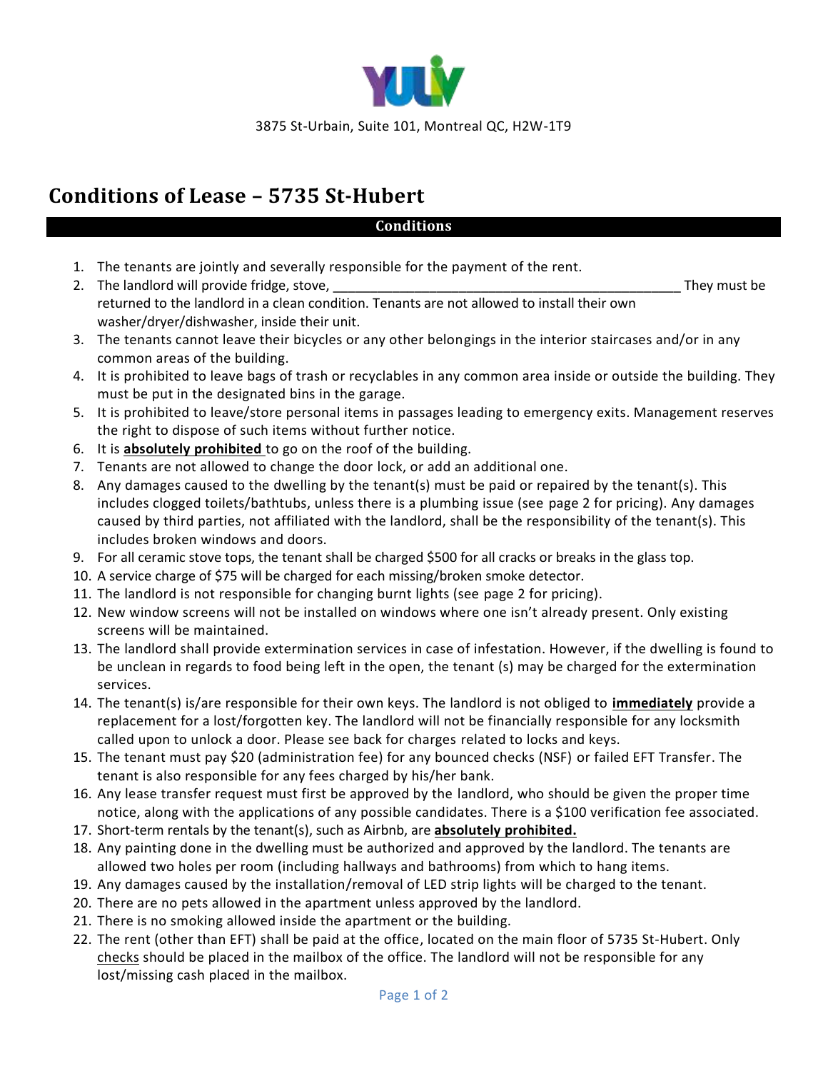YULIV

3875 St-Urbain, Suite 101, Montreal QC, H2W-1T9

# Conditions of Lease – 5735 St-Hubert

## Conditions

1. The tenants are jointly and severally responsible for the payment of the rent.
2. The landlord will provide fridge, stove, _______________________________________________ They must be returned to the landlord in a clean condition. Tenants are not allowed to install their own washer/dryer/dishwasher, inside their unit.
3. The tenants cannot leave their bicycles or any other belongings in the interior staircases and/or in any common areas of the building.
4. It is prohibited to leave bags of trash or recyclables in any common area inside or outside the building. They must be put in the designated bins in the garage.
5. It is prohibited to leave/store personal items in passages leading to emergency exits. Management reserves the right to dispose of such items without further notice.
6. It is **absolutely prohibited** to go on the roof of the building.
7. Tenants are not allowed to change the door lock, or add an additional one.
8. Any damages caused to the dwelling by the tenant(s) must be paid or repaired by the tenant(s). This includes clogged toilets/bathtubs, unless there is a plumbing issue (see page 2 for pricing). Any damages caused by third parties, not affiliated with the landlord, shall be the responsibility of the tenant(s). This includes broken windows and doors.
9. For all ceramic stove tops, the tenant shall be charged $500 for all cracks or breaks in the glass top.
10. A service charge of $75 will be charged for each missing/broken smoke detector.
11. The landlord is not responsible for changing burnt lights (see page 2 for pricing).
12. New window screens will not be installed on windows where one isn't already present. Only existing screens will be maintained.
13. The landlord shall provide extermination services in case of infestation. However, if the dwelling is found to be unclean in regards to food being left in the open, the tenant (s) may be charged for the extermination services.
14. The tenant(s) is/are responsible for their own keys. The landlord is not obliged to **immediately** provide a replacement for a lost/forgotten key. The landlord will not be financially responsible for any locksmith called upon to unlock a door. Please see back for charges related to locks and keys.
15. The tenant must pay $20 (administration fee) for any bounced checks (NSF) or failed EFT Transfer. The tenant is also responsible for any fees charged by his/her bank.
16. Any lease transfer request must first be approved by the landlord, who should be given the proper time notice, along with the applications of any possible candidates. There is a $100 verification fee associated.
17. Short-term rentals by the tenant(s), such as Airbnb, are **absolutely prohibited.**
18. Any painting done in the dwelling must be authorized and approved by the landlord. The tenants are allowed two holes per room (including hallways and bathrooms) from which to hang items.
19. Any damages caused by the installation/removal of LED strip lights will be charged to the tenant.
20. There are no pets allowed in the apartment unless approved by the landlord.
21. There is no smoking allowed inside the apartment or the building.
22. The rent (other than EFT) shall be paid at the office, located on the main floor of 5735 St-Hubert. Only checks should be placed in the mailbox of the office. The landlord will not be responsible for any lost/missing cash placed in the mailbox.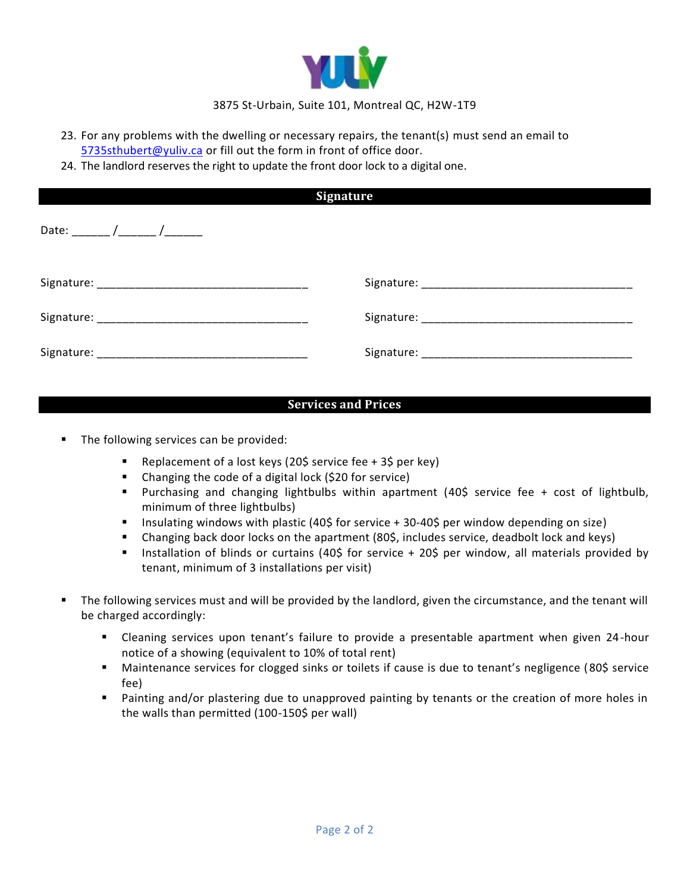YULIV

3875 St-Urbain, Suite 101, Montreal QC, H2W-1T9

23. For any problems with the dwelling or necessary repairs, the tenant(s) must send an email to 5735sthubert@yuliv.ca or fill out the form in front of office door.
24. The landlord reserves the right to update the front door lock to a digital one.

## Signature

Date: ______ /______ /______

Signature: _________________________________ Signature: _________________________________

Signature: _________________________________ Signature: _________________________________

Signature: _________________________________ Signature: _________________________________

## Services and Prices

- The following services can be provided:
  - Replacement of a lost keys (20$ service fee + 3$ per key)
  - Changing the code of a digital lock ($20 for service)
  - Purchasing and changing lightbulbs within apartment (40$ service fee + cost of lightbulb, minimum of three lightbulbs)
  - Insulating windows with plastic (40$ for service + 30-40$ per window depending on size)
  - Changing back door locks on the apartment (80$, includes service, deadbolt lock and keys)
  - Installation of blinds or curtains (40$ for service + 20$ per window, all materials provided by tenant, minimum of 3 installations per visit)

- The following services must and will be provided by the landlord, given the circumstance, and the tenant will be charged accordingly:
  - Cleaning services upon tenant's failure to provide a presentable apartment when given 24-hour notice of a showing (equivalent to 10% of total rent)
  - Maintenance services for clogged sinks or toilets if cause is due to tenant's negligence (80$ service fee)
  - Painting and/or plastering due to unapproved painting by tenants or the creation of more holes in the walls than permitted (100-150$ per wall)